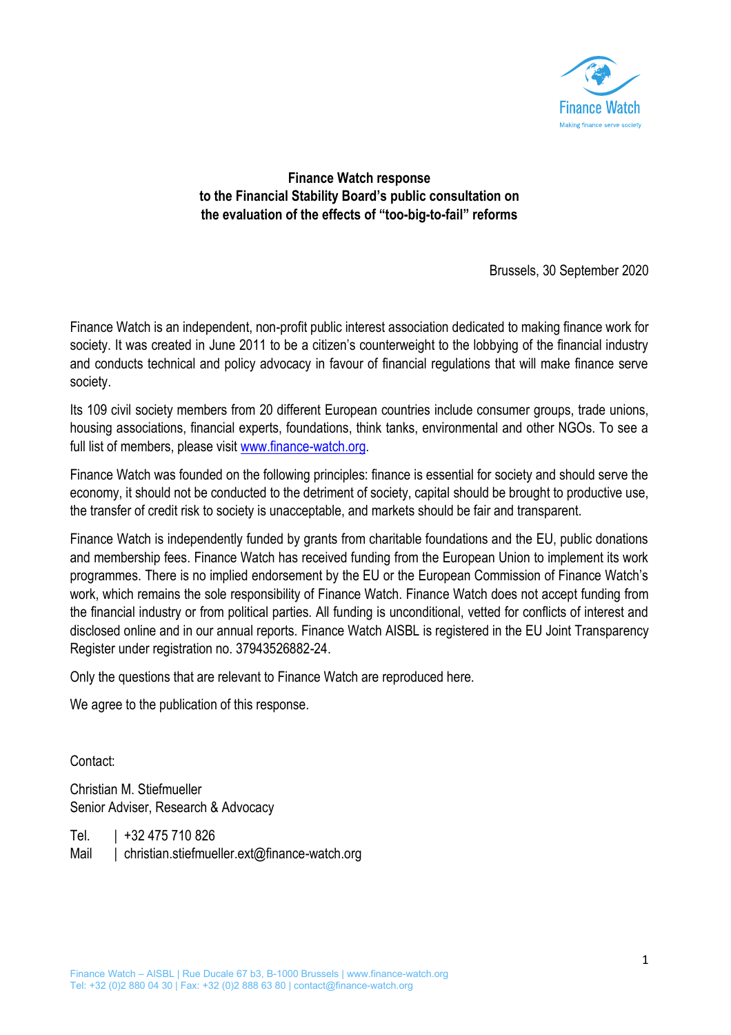**Finance Watch response to the Financial Stability Board's public consultation on the evaluation of the effects of "too-big-to-fail" reforms**

Brussels, 30 September 2020

Finance Watch is an independent, non-profit public interest association dedicated to making finance work for society. It was created in June 2011 to be a citizen's counterweight to the lobbying of the financial industry and conducts technical and policy advocacy in favour of financial regulations that will make finance serve society.

Its 109 civil society members from 20 different European countries include consumer groups, trade unions, housing associations, financial experts, foundations, think tanks, environmental and other NGOs. To see a full list of members, please visit [www.finance-watch.org](http://www.finance-watch.org).

Finance Watch was founded on the following principles: finance is essential for society and should serve the economy, it should not be conducted to the detriment of society, capital should be brought to productive use, the transfer of credit risk to society is unacceptable, and markets should be fair and transparent.

Finance Watch is independently funded by grants from charitable foundations and the EU, public donations and membership fees. Finance Watch has received funding from the European Union to implement its work programmes. There is no implied endorsement by the EU or the European Commission of Finance Watch's work, which remains the sole responsibility of Finance Watch. Finance Watch does not accept funding from the financial industry or from political parties. All funding is unconditional, vetted for conflicts of interest and disclosed online and in our annual reports. Finance Watch AISBL is registered in the EU Joint Transparency Register under registration no. 37943526882-24.

Only the questions that are relevant to Finance Watch are reproduced here.

We agree to the publication of this response.

Contact:

Christian M. Stiefmueller
Senior Adviser, Research & Advocacy

Tel. | +32 475 710 826
Mail | christian.stiefmueller.ext@finance-watch.org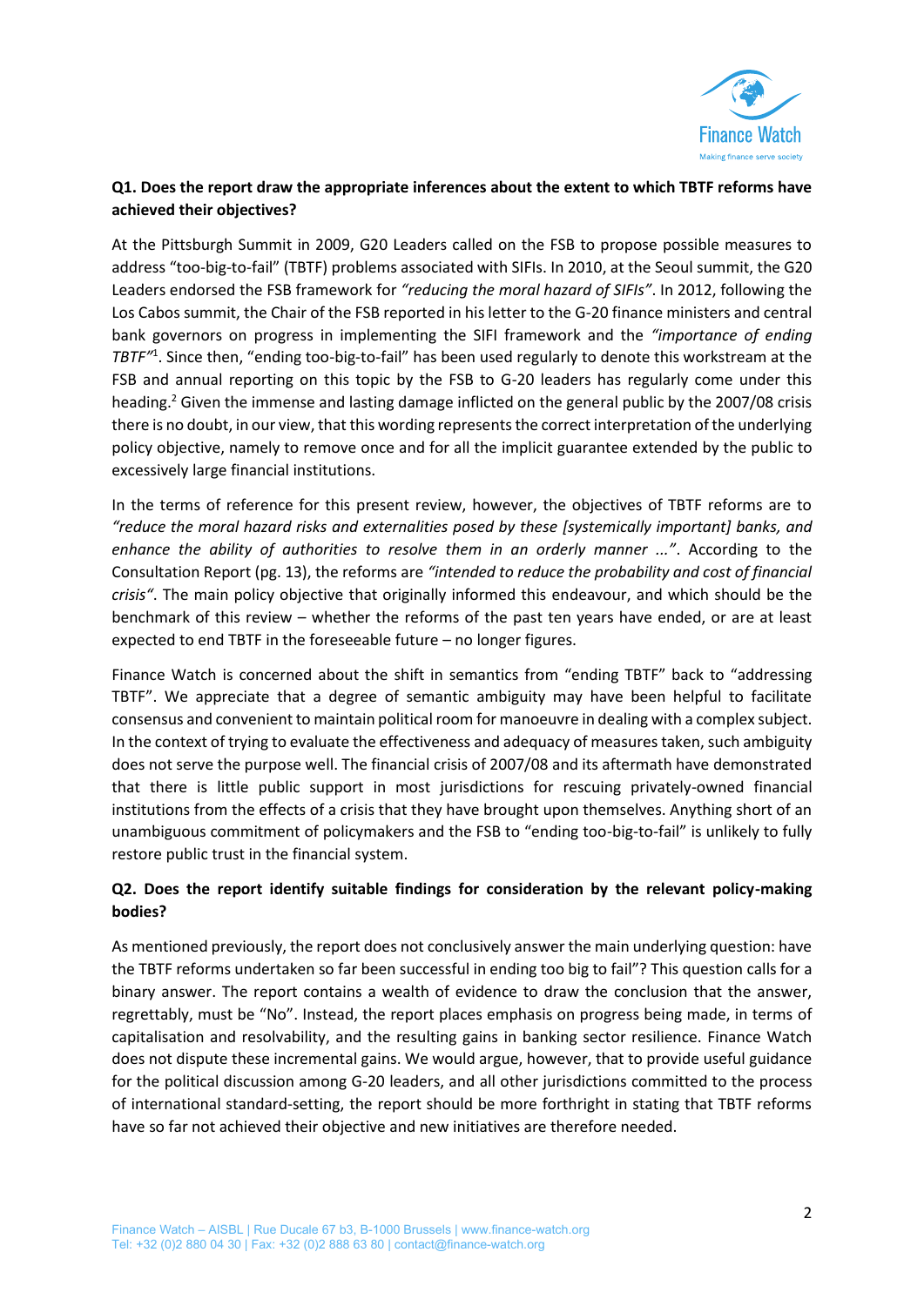**Q1. Does the report draw the appropriate inferences about the extent to which TBTF reforms have achieved their objectives?**

At the Pittsburgh Summit in 2009, G20 Leaders called on the FSB to propose possible measures to address "too-big-to-fail" (TBTF) problems associated with SIFIs. In 2010, at the Seoul summit, the G20 Leaders endorsed the FSB framework for *"reducing the moral hazard of SIFIs"*. In 2012, following the Los Cabos summit, the Chair of the FSB reported in his letter to the G-20 finance ministers and central bank governors on progress in implementing the SIFI framework and the *"importance of ending TBTF"*[1]. Since then, "ending too-big-to-fail" has been used regularly to denote this workstream at the FSB and annual reporting on this topic by the FSB to G-20 leaders has regularly come under this heading.[2] Given the immense and lasting damage inflicted on the general public by the 2007/08 crisis there is no doubt, in our view, that this wording represents the correct interpretation of the underlying policy objective, namely to remove once and for all the implicit guarantee extended by the public to excessively large financial institutions.

In the terms of reference for this present review, however, the objectives of TBTF reforms are to *"reduce the moral hazard risks and externalities posed by these [systemically important] banks, and enhance the ability of authorities to resolve them in an orderly manner ..."*. According to the Consultation Report (pg. 13), the reforms are *"intended to reduce the probability and cost of financial crisis"*. The main policy objective that originally informed this endeavour, and which should be the benchmark of this review – whether the reforms of the past ten years have ended, or are at least expected to end TBTF in the foreseeable future – no longer figures.

Finance Watch is concerned about the shift in semantics from "ending TBTF" back to "addressing TBTF". We appreciate that a degree of semantic ambiguity may have been helpful to facilitate consensus and convenient to maintain political room for manoeuvre in dealing with a complex subject. In the context of trying to evaluate the effectiveness and adequacy of measures taken, such ambiguity does not serve the purpose well. The financial crisis of 2007/08 and its aftermath have demonstrated that there is little public support in most jurisdictions for rescuing privately-owned financial institutions from the effects of a crisis that they have brought upon themselves. Anything short of an unambiguous commitment of policymakers and the FSB to "ending too-big-to-fail" is unlikely to fully restore public trust in the financial system.

**Q2. Does the report identify suitable findings for consideration by the relevant policy-making bodies?**

As mentioned previously, the report does not conclusively answer the main underlying question: have the TBTF reforms undertaken so far been successful in ending too big to fail"? This question calls for a binary answer. The report contains a wealth of evidence to draw the conclusion that the answer, regrettably, must be "No". Instead, the report places emphasis on progress being made, in terms of capitalisation and resolvability, and the resulting gains in banking sector resilience. Finance Watch does not dispute these incremental gains. We would argue, however, that to provide useful guidance for the political discussion among G-20 leaders, and all other jurisdictions committed to the process of international standard-setting, the report should be more forthright in stating that TBTF reforms have so far not achieved their objective and new initiatives are therefore needed.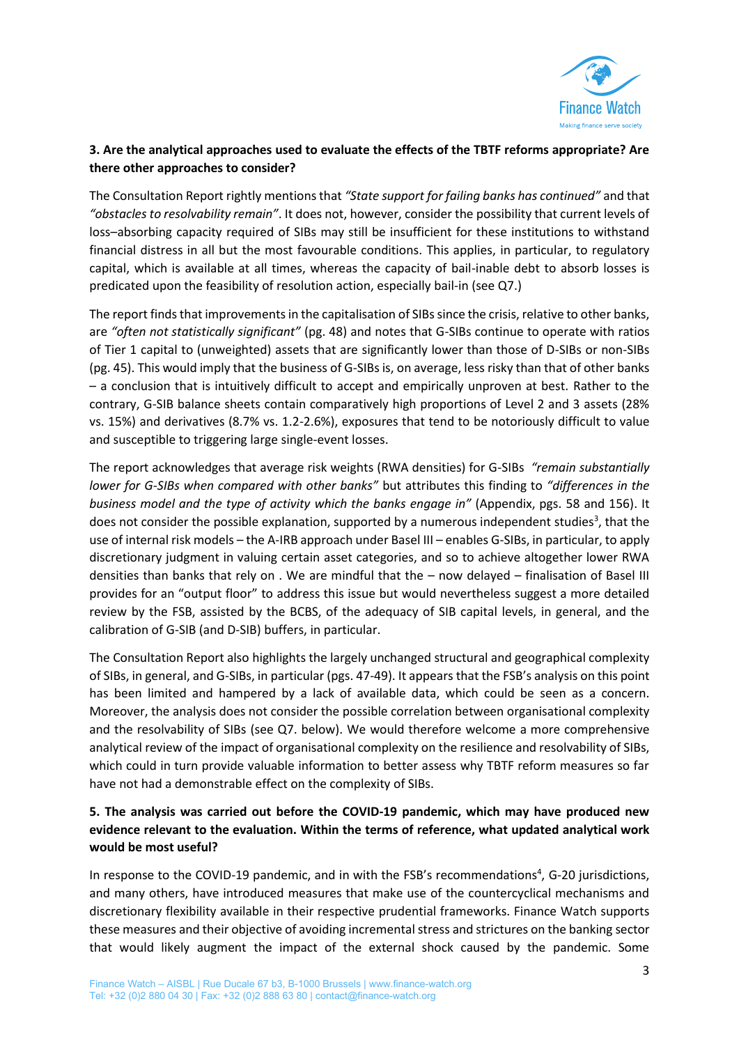**3. Are the analytical approaches used to evaluate the effects of the TBTF reforms appropriate? Are there other approaches to consider?**

The Consultation Report rightly mentions that *"State support for failing banks has continued"* and that *"obstacles to resolvability remain"*. It does not, however, consider the possibility that current levels of loss–absorbing capacity required of SIBs may still be insufficient for these institutions to withstand financial distress in all but the most favourable conditions. This applies, in particular, to regulatory capital, which is available at all times, whereas the capacity of bail-inable debt to absorb losses is predicated upon the feasibility of resolution action, especially bail-in (see Q7.)

The report finds that improvements in the capitalisation of SIBs since the crisis, relative to other banks, are *"often not statistically significant"* (pg. 48) and notes that G-SIBs continue to operate with ratios of Tier 1 capital to (unweighted) assets that are significantly lower than those of D-SIBs or non-SIBs (pg. 45). This would imply that the business of G-SIBs is, on average, less risky than that of other banks – a conclusion that is intuitively difficult to accept and empirically unproven at best. Rather to the contrary, G-SIB balance sheets contain comparatively high proportions of Level 2 and 3 assets (28% vs. 15%) and derivatives (8.7% vs. 1.2-2.6%), exposures that tend to be notoriously difficult to value and susceptible to triggering large single-event losses.

The report acknowledges that average risk weights (RWA densities) for G-SIBs *"remain substantially lower for G-SIBs when compared with other banks"* but attributes this finding to *"differences in the business model and the type of activity which the banks engage in"* (Appendix, pgs. 58 and 156). It does not consider the possible explanation, supported by a numerous independent studies[3], that the use of internal risk models – the A-IRB approach under Basel III – enables G-SIBs, in particular, to apply discretionary judgment in valuing certain asset categories, and so to achieve altogether lower RWA densities than banks that rely on . We are mindful that the – now delayed – finalisation of Basel III provides for an "output floor" to address this issue but would nevertheless suggest a more detailed review by the FSB, assisted by the BCBS, of the adequacy of SIB capital levels, in general, and the calibration of G-SIB (and D-SIB) buffers, in particular.

The Consultation Report also highlights the largely unchanged structural and geographical complexity of SIBs, in general, and G-SIBs, in particular (pgs. 47-49). It appears that the FSB's analysis on this point has been limited and hampered by a lack of available data, which could be seen as a concern. Moreover, the analysis does not consider the possible correlation between organisational complexity and the resolvability of SIBs (see Q7. below). We would therefore welcome a more comprehensive analytical review of the impact of organisational complexity on the resilience and resolvability of SIBs, which could in turn provide valuable information to better assess why TBTF reform measures so far have not had a demonstrable effect on the complexity of SIBs.

**5. The analysis was carried out before the COVID-19 pandemic, which may have produced new evidence relevant to the evaluation. Within the terms of reference, what updated analytical work would be most useful?**

In response to the COVID-19 pandemic, and in with the FSB's recommendations[4], G-20 jurisdictions, and many others, have introduced measures that make use of the countercyclical mechanisms and discretionary flexibility available in their respective prudential frameworks. Finance Watch supports these measures and their objective of avoiding incremental stress and strictures on the banking sector that would likely augment the impact of the external shock caused by the pandemic. Some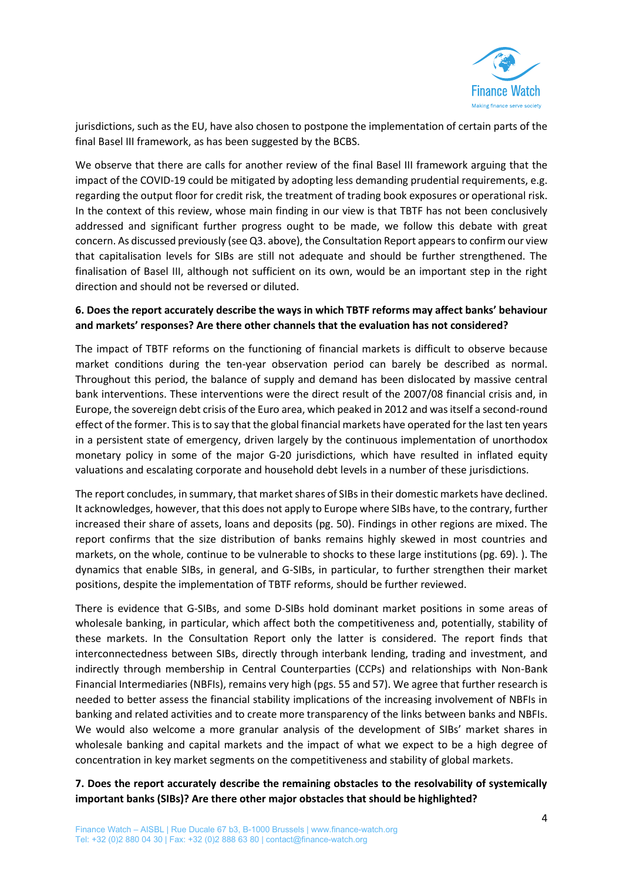jurisdictions, such as the EU, have also chosen to postpone the implementation of certain parts of the final Basel III framework, as has been suggested by the BCBS.

We observe that there are calls for another review of the final Basel III framework arguing that the impact of the COVID-19 could be mitigated by adopting less demanding prudential requirements, e.g. regarding the output floor for credit risk, the treatment of trading book exposures or operational risk. In the context of this review, whose main finding in our view is that TBTF has not been conclusively addressed and significant further progress ought to be made, we follow this debate with great concern. As discussed previously (see Q3. above), the Consultation Report appears to confirm our view that capitalisation levels for SIBs are still not adequate and should be further strengthened. The finalisation of Basel III, although not sufficient on its own, would be an important step in the right direction and should not be reversed or diluted.

**6. Does the report accurately describe the ways in which TBTF reforms may affect banks' behaviour and markets' responses? Are there other channels that the evaluation has not considered?**

The impact of TBTF reforms on the functioning of financial markets is difficult to observe because market conditions during the ten-year observation period can barely be described as normal. Throughout this period, the balance of supply and demand has been dislocated by massive central bank interventions. These interventions were the direct result of the 2007/08 financial crisis and, in Europe, the sovereign debt crisis of the Euro area, which peaked in 2012 and was itself a second-round effect of the former. This is to say that the global financial markets have operated for the last ten years in a persistent state of emergency, driven largely by the continuous implementation of unorthodox monetary policy in some of the major G-20 jurisdictions, which have resulted in inflated equity valuations and escalating corporate and household debt levels in a number of these jurisdictions.

The report concludes, in summary, that market shares of SIBs in their domestic markets have declined. It acknowledges, however, that this does not apply to Europe where SIBs have, to the contrary, further increased their share of assets, loans and deposits (pg. 50). Findings in other regions are mixed. The report confirms that the size distribution of banks remains highly skewed in most countries and markets, on the whole, continue to be vulnerable to shocks to these large institutions (pg. 69). ). The dynamics that enable SIBs, in general, and G-SIBs, in particular, to further strengthen their market positions, despite the implementation of TBTF reforms, should be further reviewed.

There is evidence that G-SIBs, and some D-SIBs hold dominant market positions in some areas of wholesale banking, in particular, which affect both the competitiveness and, potentially, stability of these markets. In the Consultation Report only the latter is considered. The report finds that interconnectedness between SIBs, directly through interbank lending, trading and investment, and indirectly through membership in Central Counterparties (CCPs) and relationships with Non-Bank Financial Intermediaries (NBFIs), remains very high (pgs. 55 and 57). We agree that further research is needed to better assess the financial stability implications of the increasing involvement of NBFIs in banking and related activities and to create more transparency of the links between banks and NBFIs. We would also welcome a more granular analysis of the development of SIBs' market shares in wholesale banking and capital markets and the impact of what we expect to be a high degree of concentration in key market segments on the competitiveness and stability of global markets.

**7. Does the report accurately describe the remaining obstacles to the resolvability of systemically important banks (SIBs)? Are there other major obstacles that should be highlighted?**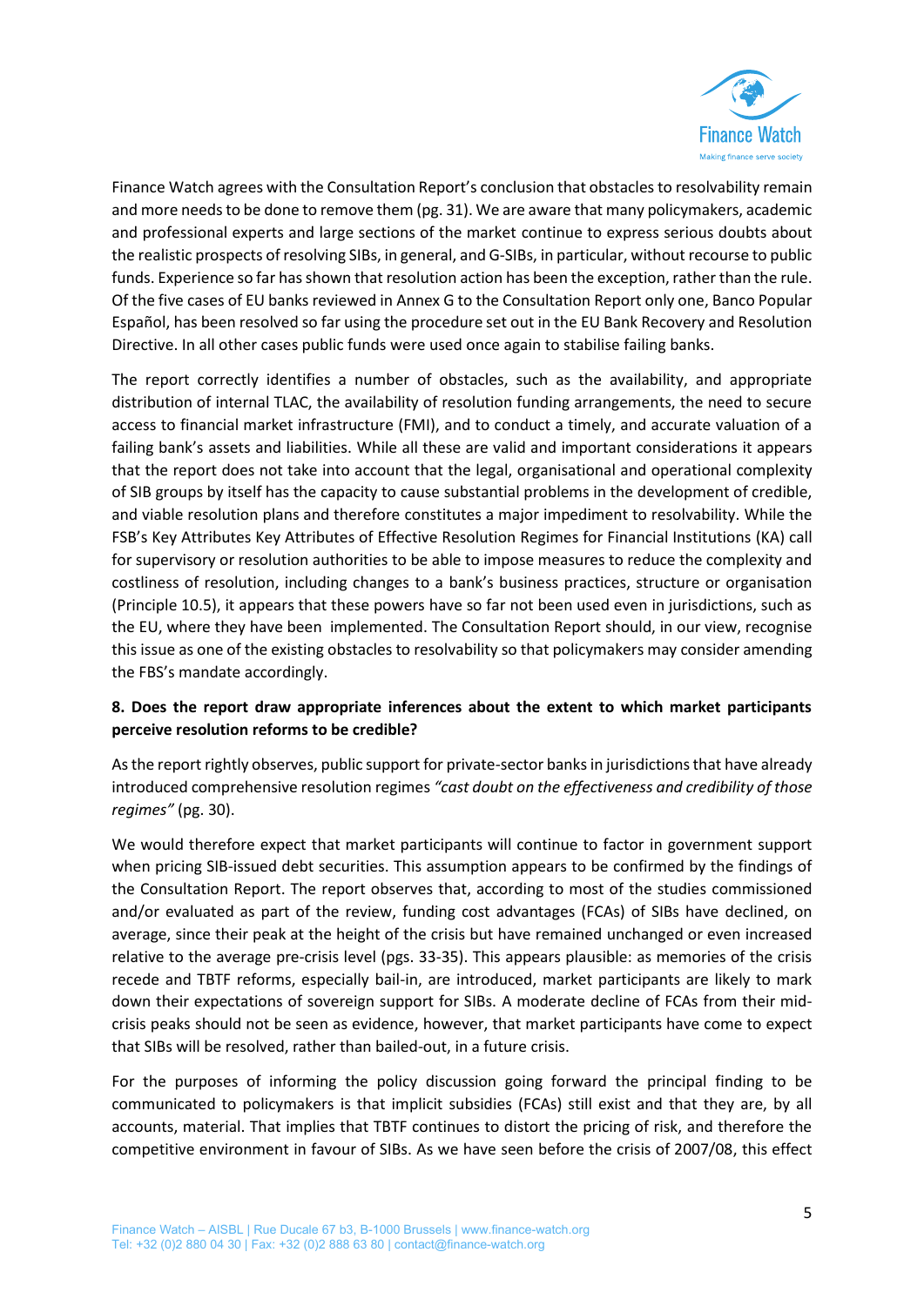Finance Watch agrees with the Consultation Report's conclusion that obstacles to resolvability remain and more needs to be done to remove them (pg. 31). We are aware that many policymakers, academic and professional experts and large sections of the market continue to express serious doubts about the realistic prospects of resolving SIBs, in general, and G-SIBs, in particular, without recourse to public funds. Experience so far has shown that resolution action has been the exception, rather than the rule. Of the five cases of EU banks reviewed in Annex G to the Consultation Report only one, Banco Popular Español, has been resolved so far using the procedure set out in the EU Bank Recovery and Resolution Directive. In all other cases public funds were used once again to stabilise failing banks.

The report correctly identifies a number of obstacles, such as the availability, and appropriate distribution of internal TLAC, the availability of resolution funding arrangements, the need to secure access to financial market infrastructure (FMI), and to conduct a timely, and accurate valuation of a failing bank's assets and liabilities. While all these are valid and important considerations it appears that the report does not take into account that the legal, organisational and operational complexity of SIB groups by itself has the capacity to cause substantial problems in the development of credible, and viable resolution plans and therefore constitutes a major impediment to resolvability. While the FSB's Key Attributes Key Attributes of Effective Resolution Regimes for Financial Institutions (KA) call for supervisory or resolution authorities to be able to impose measures to reduce the complexity and costliness of resolution, including changes to a bank's business practices, structure or organisation (Principle 10.5), it appears that these powers have so far not been used even in jurisdictions, such as the EU, where they have been implemented. The Consultation Report should, in our view, recognise this issue as one of the existing obstacles to resolvability so that policymakers may consider amending the FBS's mandate accordingly.

**8. Does the report draw appropriate inferences about the extent to which market participants perceive resolution reforms to be credible?**

As the report rightly observes, public support for private-sector banks in jurisdictions that have already introduced comprehensive resolution regimes *"cast doubt on the effectiveness and credibility of those regimes"* (pg. 30).

We would therefore expect that market participants will continue to factor in government support when pricing SIB-issued debt securities. This assumption appears to be confirmed by the findings of the Consultation Report. The report observes that, according to most of the studies commissioned and/or evaluated as part of the review, funding cost advantages (FCAs) of SIBs have declined, on average, since their peak at the height of the crisis but have remained unchanged or even increased relative to the average pre-crisis level (pgs. 33-35). This appears plausible: as memories of the crisis recede and TBTF reforms, especially bail-in, are introduced, market participants are likely to mark down their expectations of sovereign support for SIBs. A moderate decline of FCAs from their mid-crisis peaks should not be seen as evidence, however, that market participants have come to expect that SIBs will be resolved, rather than bailed-out, in a future crisis.

For the purposes of informing the policy discussion going forward the principal finding to be communicated to policymakers is that implicit subsidies (FCAs) still exist and that they are, by all accounts, material. That implies that TBTF continues to distort the pricing of risk, and therefore the competitive environment in favour of SIBs. As we have seen before the crisis of 2007/08, this effect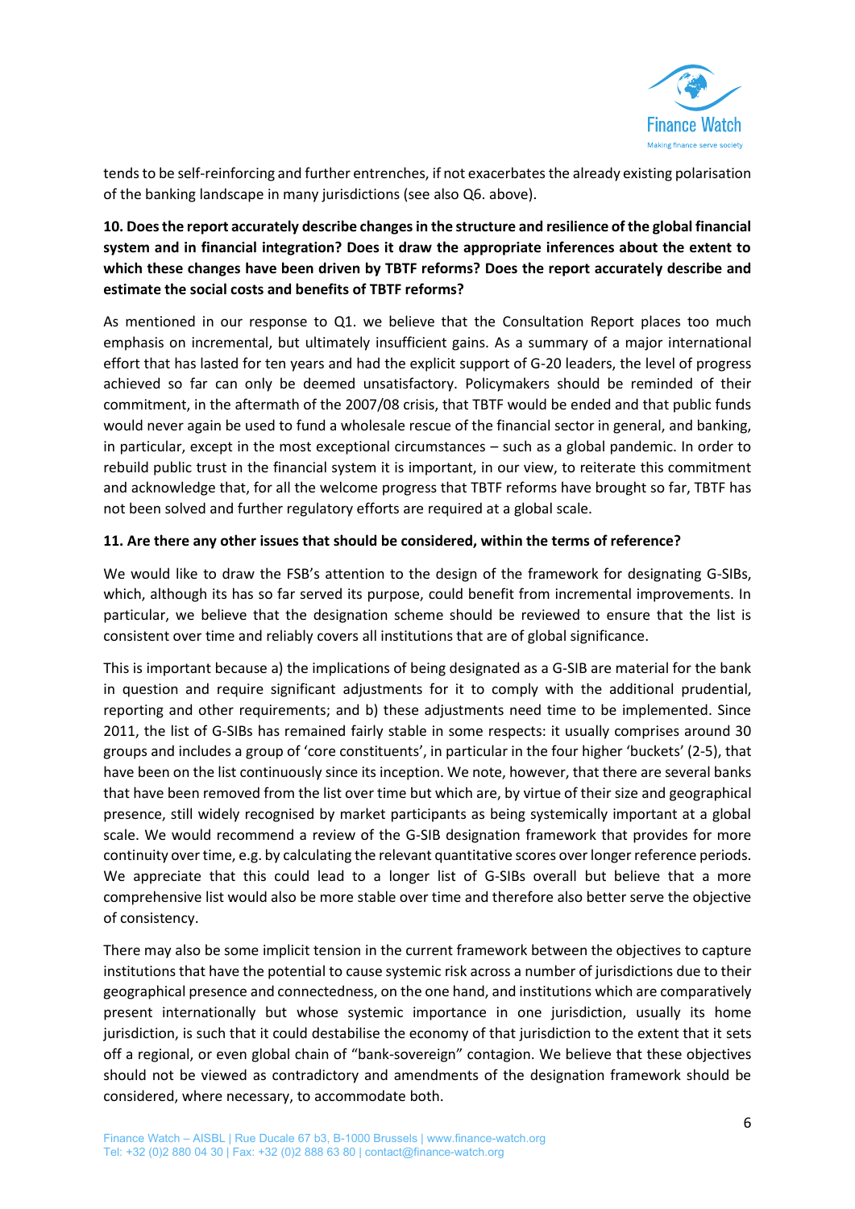tends to be self-reinforcing and further entrenches, if not exacerbates the already existing polarisation of the banking landscape in many jurisdictions (see also Q6. above).

**10. Does the report accurately describe changes in the structure and resilience of the global financial system and in financial integration? Does it draw the appropriate inferences about the extent to which these changes have been driven by TBTF reforms? Does the report accurately describe and estimate the social costs and benefits of TBTF reforms?**

As mentioned in our response to Q1. we believe that the Consultation Report places too much emphasis on incremental, but ultimately insufficient gains. As a summary of a major international effort that has lasted for ten years and had the explicit support of G-20 leaders, the level of progress achieved so far can only be deemed unsatisfactory. Policymakers should be reminded of their commitment, in the aftermath of the 2007/08 crisis, that TBTF would be ended and that public funds would never again be used to fund a wholesale rescue of the financial sector in general, and banking, in particular, except in the most exceptional circumstances – such as a global pandemic. In order to rebuild public trust in the financial system it is important, in our view, to reiterate this commitment and acknowledge that, for all the welcome progress that TBTF reforms have brought so far, TBTF has not been solved and further regulatory efforts are required at a global scale.

**11. Are there any other issues that should be considered, within the terms of reference?**

We would like to draw the FSB's attention to the design of the framework for designating G-SIBs, which, although its has so far served its purpose, could benefit from incremental improvements. In particular, we believe that the designation scheme should be reviewed to ensure that the list is consistent over time and reliably covers all institutions that are of global significance.

This is important because a) the implications of being designated as a G-SIB are material for the bank in question and require significant adjustments for it to comply with the additional prudential, reporting and other requirements; and b) these adjustments need time to be implemented. Since 2011, the list of G-SIBs has remained fairly stable in some respects: it usually comprises around 30 groups and includes a group of 'core constituents', in particular in the four higher 'buckets' (2-5), that have been on the list continuously since its inception. We note, however, that there are several banks that have been removed from the list over time but which are, by virtue of their size and geographical presence, still widely recognised by market participants as being systemically important at a global scale. We would recommend a review of the G-SIB designation framework that provides for more continuity over time, e.g. by calculating the relevant quantitative scores over longer reference periods. We appreciate that this could lead to a longer list of G-SIBs overall but believe that a more comprehensive list would also be more stable over time and therefore also better serve the objective of consistency.

There may also be some implicit tension in the current framework between the objectives to capture institutions that have the potential to cause systemic risk across a number of jurisdictions due to their geographical presence and connectedness, on the one hand, and institutions which are comparatively present internationally but whose systemic importance in one jurisdiction, usually its home jurisdiction, is such that it could destabilise the economy of that jurisdiction to the extent that it sets off a regional, or even global chain of "bank-sovereign" contagion. We believe that these objectives should not be viewed as contradictory and amendments of the designation framework should be considered, where necessary, to accommodate both.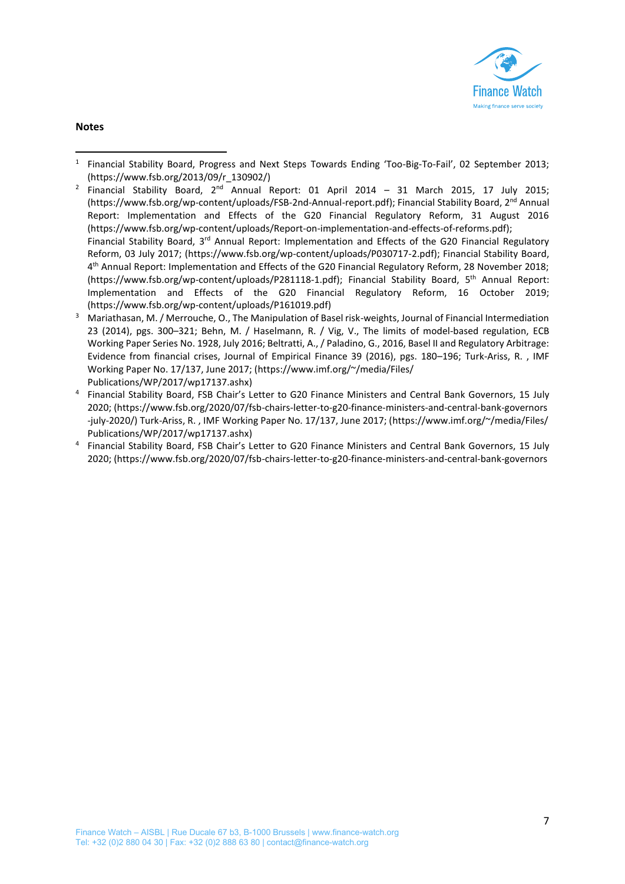**Notes**

[1] Financial Stability Board, Progress and Next Steps Towards Ending 'Too-Big-To-Fail', 02 September 2013; (https://www.fsb.org/2013/09/r_130902/)

[2] Financial Stability Board, 2nd Annual Report: 01 April 2014 – 31 March 2015, 17 July 2015; (https://www.fsb.org/wp-content/uploads/FSB-2nd-Annual-report.pdf); Financial Stability Board, 2nd Annual Report: Implementation and Effects of the G20 Financial Regulatory Reform, 31 August 2016 (https://www.fsb.org/wp-content/uploads/Report-on-implementation-and-effects-of-reforms.pdf); Financial Stability Board, 3rd Annual Report: Implementation and Effects of the G20 Financial Regulatory Reform, 03 July 2017; (https://www.fsb.org/wp-content/uploads/P030717-2.pdf); Financial Stability Board, 4th Annual Report: Implementation and Effects of the G20 Financial Regulatory Reform, 28 November 2018; (https://www.fsb.org/wp-content/uploads/P281118-1.pdf); Financial Stability Board, 5th Annual Report: Implementation and Effects of the G20 Financial Regulatory Reform, 16 October 2019; (https://www.fsb.org/wp-content/uploads/P161019.pdf)

[3] Mariathasan, M. / Merrouche, O., The Manipulation of Basel risk-weights, Journal of Financial Intermediation 23 (2014), pgs. 300–321; Behn, M. / Haselmann, R. / Vig, V., The limits of model-based regulation, ECB Working Paper Series No. 1928, July 2016; Beltratti, A., / Paladino, G., 2016, Basel II and Regulatory Arbitrage: Evidence from financial crises, Journal of Empirical Finance 39 (2016), pgs. 180–196; Turk-Ariss, R. , IMF Working Paper No. 17/137, June 2017; (https://www.imf.org/~/media/Files/Publications/WP/2017/wp17137.ashx)

[4] Financial Stability Board, FSB Chair's Letter to G20 Finance Ministers and Central Bank Governors, 15 July 2020; (https://www.fsb.org/2020/07/fsb-chairs-letter-to-g20-finance-ministers-and-central-bank-governors-july-2020/) Turk-Ariss, R. , IMF Working Paper No. 17/137, June 2017; (https://www.imf.org/~/media/Files/Publications/WP/2017/wp17137.ashx)

[4] Financial Stability Board, FSB Chair's Letter to G20 Finance Ministers and Central Bank Governors, 15 July 2020; (https://www.fsb.org/2020/07/fsb-chairs-letter-to-g20-finance-ministers-and-central-bank-governors

Finance Watch – AISBL | Rue Ducale 67 b3, B-1000 Brussels | www.finance-watch.org
Tel: +32 (0)2 880 04 30 | Fax: +32 (0)2 888 63 80 | contact@finance-watch.org